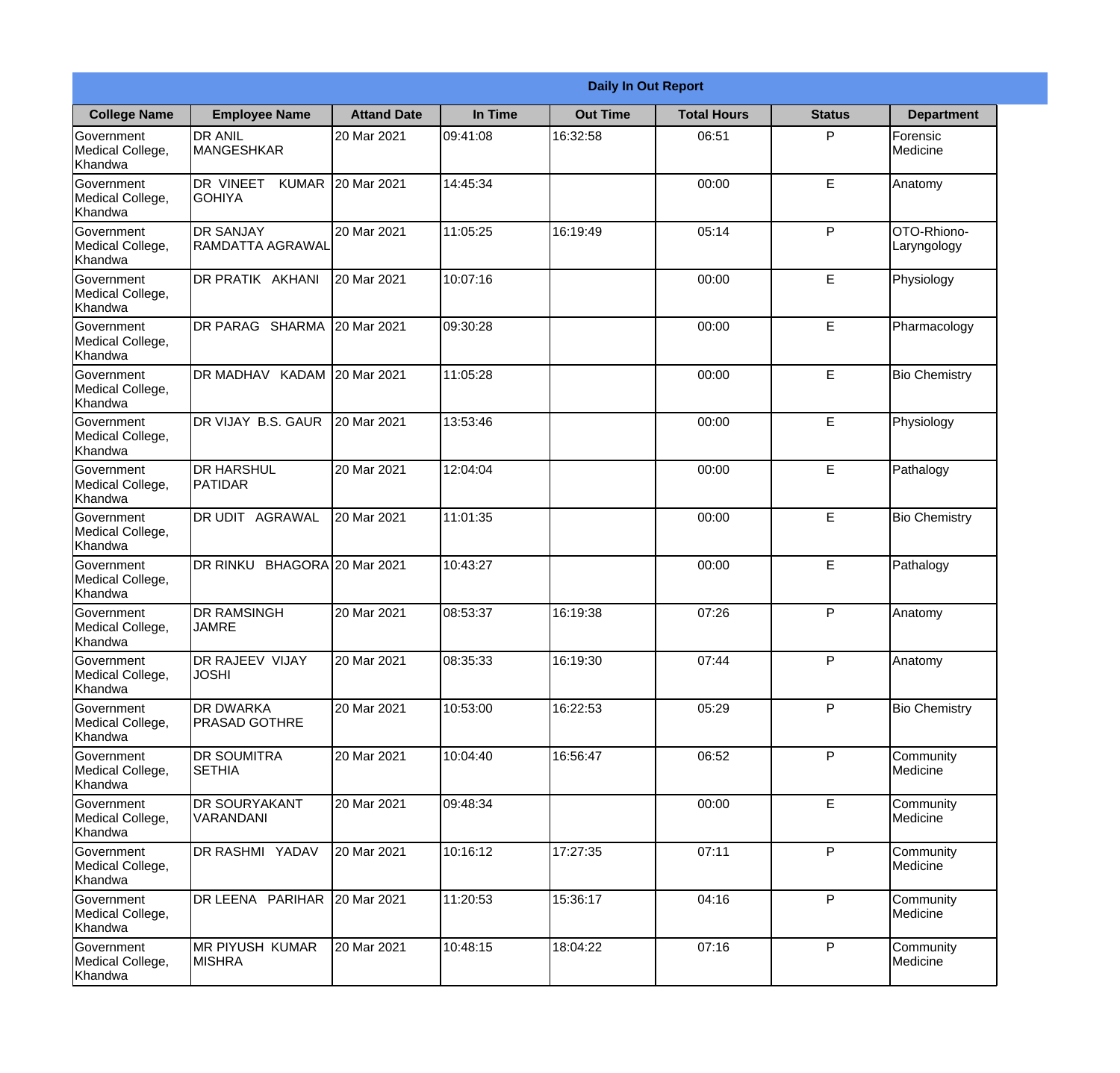**Daily In Out Report**

| College Name | Employee Name | Attand Date | In Time | Out Time | Total Hours | Status | Department |
|---|---|---|---|---|---|---|---|
| Government Medical College, Khandwa | DR ANIL MANGESHKAR | 20 Mar 2021 | 09:41:08 | 16:32:58 | 06:51 | P | Forensic Medicine |
| Government Medical College, Khandwa | DR VINEET KUMAR GOHIYA | 20 Mar 2021 | 14:45:34 | | 00:00 | E | Anatomy |
| Government Medical College, Khandwa | DR SANJAY RAMDATTA AGRAWAL | 20 Mar 2021 | 11:05:25 | 16:19:49 | 05:14 | P | OTO-Rhiono-Laryngology |
| Government Medical College, Khandwa | DR PRATIK AKHANI | 20 Mar 2021 | 10:07:16 | | 00:00 | E | Physiology |
| Government Medical College, Khandwa | DR PARAG SHARMA | 20 Mar 2021 | 09:30:28 | | 00:00 | E | Pharmacology |
| Government Medical College, Khandwa | DR MADHAV KADAM | 20 Mar 2021 | 11:05:28 | | 00:00 | E | Bio Chemistry |
| Government Medical College, Khandwa | DR VIJAY B.S. GAUR | 20 Mar 2021 | 13:53:46 | | 00:00 | E | Physiology |
| Government Medical College, Khandwa | DR HARSHUL PATIDAR | 20 Mar 2021 | 12:04:04 | | 00:00 | E | Pathalogy |
| Government Medical College, Khandwa | DR UDIT AGRAWAL | 20 Mar 2021 | 11:01:35 | | 00:00 | E | Bio Chemistry |
| Government Medical College, Khandwa | DR RINKU BHAGORA | 20 Mar 2021 | 10:43:27 | | 00:00 | E | Pathalogy |
| Government Medical College, Khandwa | DR RAMSINGH JAMRE | 20 Mar 2021 | 08:53:37 | 16:19:38 | 07:26 | P | Anatomy |
| Government Medical College, Khandwa | DR RAJEEV VIJAY JOSHI | 20 Mar 2021 | 08:35:33 | 16:19:30 | 07:44 | P | Anatomy |
| Government Medical College, Khandwa | DR DWARKA PRASAD GOTHRE | 20 Mar 2021 | 10:53:00 | 16:22:53 | 05:29 | P | Bio Chemistry |
| Government Medical College, Khandwa | DR SOUMITRA SETHIA | 20 Mar 2021 | 10:04:40 | 16:56:47 | 06:52 | P | Community Medicine |
| Government Medical College, Khandwa | DR SOURYAKANT VARANDANI | 20 Mar 2021 | 09:48:34 | | 00:00 | E | Community Medicine |
| Government Medical College, Khandwa | DR RASHMI YADAV | 20 Mar 2021 | 10:16:12 | 17:27:35 | 07:11 | P | Community Medicine |
| Government Medical College, Khandwa | DR LEENA PARIHAR | 20 Mar 2021 | 11:20:53 | 15:36:17 | 04:16 | P | Community Medicine |
| Government Medical College, Khandwa | MR PIYUSH KUMAR MISHRA | 20 Mar 2021 | 10:48:15 | 18:04:22 | 07:16 | P | Community Medicine |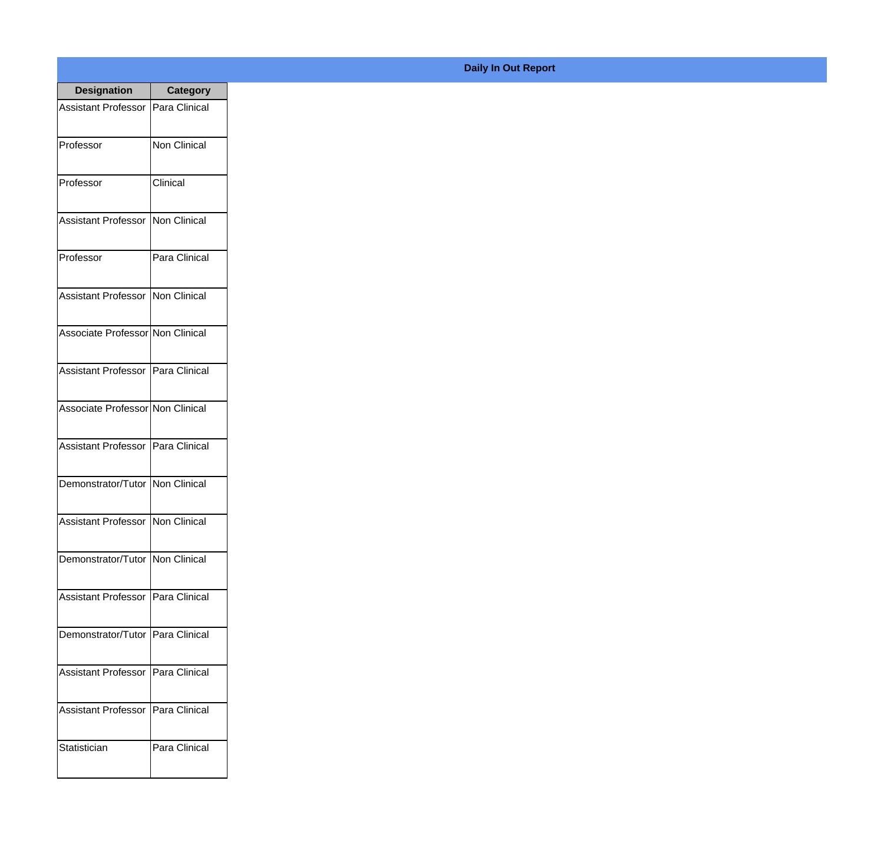**Daily In Out Report**

| Designation | Category |
| --- | --- |
| Assistant Professor | Para Clinical |
| Professor | Non Clinical |
| Professor | Clinical |
| Assistant Professor | Non Clinical |
| Professor | Para Clinical |
| Assistant Professor | Non Clinical |
| Associate Professor | Non Clinical |
| Assistant Professor | Para Clinical |
| Associate Professor | Non Clinical |
| Assistant Professor | Para Clinical |
| Demonstrator/Tutor | Non Clinical |
| Assistant Professor | Non Clinical |
| Demonstrator/Tutor | Non Clinical |
| Assistant Professor | Para Clinical |
| Demonstrator/Tutor | Para Clinical |
| Assistant Professor | Para Clinical |
| Assistant Professor | Para Clinical |
| Statistician | Para Clinical |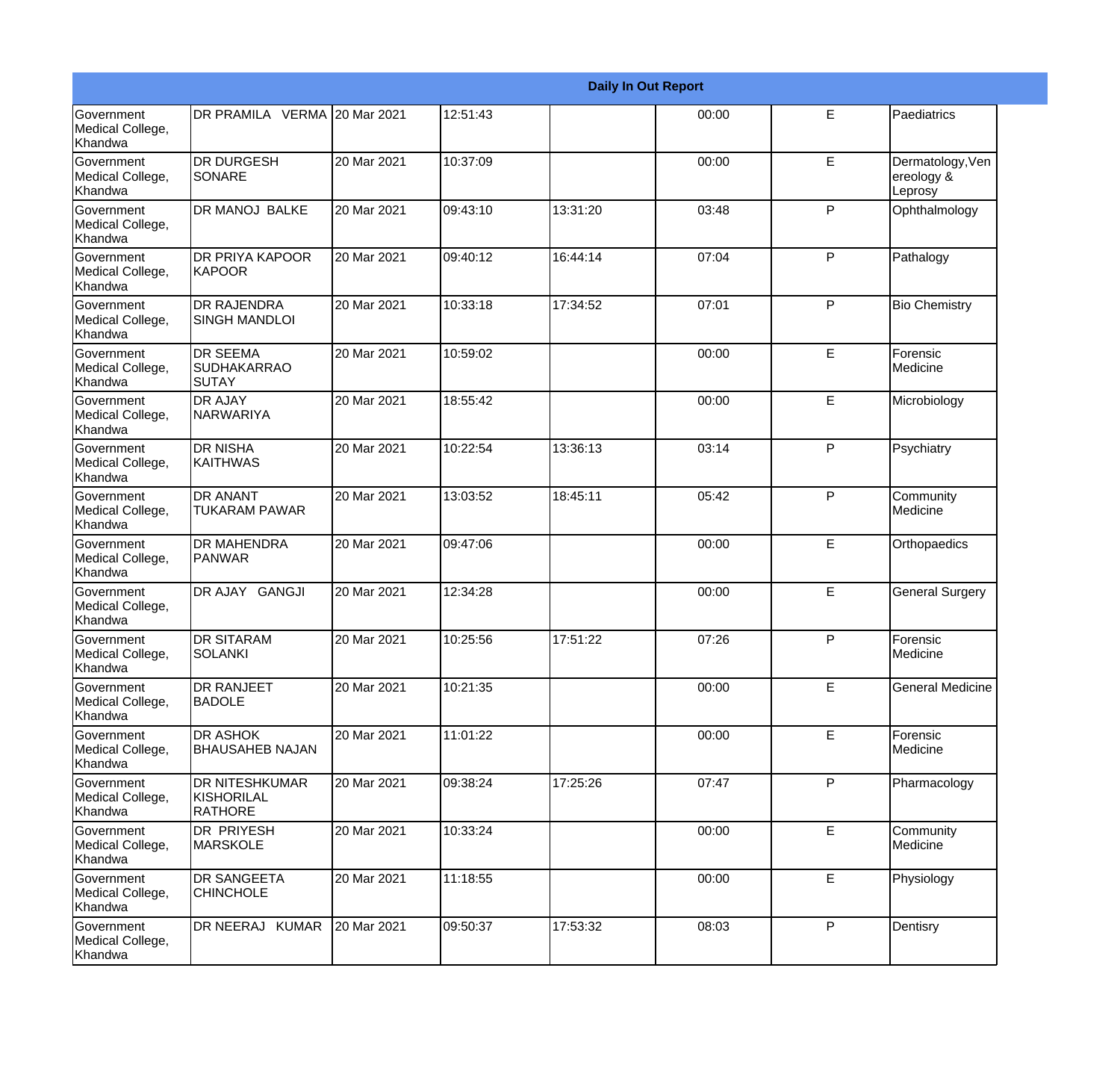| Daily In Out Report | | | | | | | |
|---|---|---|---|---|---|---|---|
| Government Medical College, Khandwa | DR PRAMILA VERMA | 20 Mar 2021 | 12:51:43 | | 00:00 | E | Paediatrics |
| Government Medical College, Khandwa | DR DURGESH SONARE | 20 Mar 2021 | 10:37:09 | | 00:00 | E | Dermatology,Venereology & Leprosy |
| Government Medical College, Khandwa | DR MANOJ BALKE | 20 Mar 2021 | 09:43:10 | 13:31:20 | 03:48 | P | Ophthalmology |
| Government Medical College, Khandwa | DR PRIYA KAPOOR KAPOOR | 20 Mar 2021 | 09:40:12 | 16:44:14 | 07:04 | P | Pathalogy |
| Government Medical College, Khandwa | DR RAJENDRA SINGH MANDLOI | 20 Mar 2021 | 10:33:18 | 17:34:52 | 07:01 | P | Bio Chemistry |
| Government Medical College, Khandwa | DR SEEMA SUDHAKARRAO SUTAY | 20 Mar 2021 | 10:59:02 | | 00:00 | E | Forensic Medicine |
| Government Medical College, Khandwa | DR AJAY NARWARIYA | 20 Mar 2021 | 18:55:42 | | 00:00 | E | Microbiology |
| Government Medical College, Khandwa | DR NISHA KAITHWAS | 20 Mar 2021 | 10:22:54 | 13:36:13 | 03:14 | P | Psychiatry |
| Government Medical College, Khandwa | DR ANANT TUKARAM PAWAR | 20 Mar 2021 | 13:03:52 | 18:45:11 | 05:42 | P | Community Medicine |
| Government Medical College, Khandwa | DR MAHENDRA PANWAR | 20 Mar 2021 | 09:47:06 | | 00:00 | E | Orthopaedics |
| Government Medical College, Khandwa | DR AJAY GANGJI | 20 Mar 2021 | 12:34:28 | | 00:00 | E | General Surgery |
| Government Medical College, Khandwa | DR SITARAM SOLANKI | 20 Mar 2021 | 10:25:56 | 17:51:22 | 07:26 | P | Forensic Medicine |
| Government Medical College, Khandwa | DR RANJEET BADOLE | 20 Mar 2021 | 10:21:35 | | 00:00 | E | General Medicine |
| Government Medical College, Khandwa | DR ASHOK BHAUSAHEB NAJAN | 20 Mar 2021 | 11:01:22 | | 00:00 | E | Forensic Medicine |
| Government Medical College, Khandwa | DR NITESHKUMAR KISHORILAL RATHORE | 20 Mar 2021 | 09:38:24 | 17:25:26 | 07:47 | P | Pharmacology |
| Government Medical College, Khandwa | DR PRIYESH MARSKOLE | 20 Mar 2021 | 10:33:24 | | 00:00 | E | Community Medicine |
| Government Medical College, Khandwa | DR SANGEETA CHINCHOLE | 20 Mar 2021 | 11:18:55 | | 00:00 | E | Physiology |
| Government Medical College, Khandwa | DR NEERAJ KUMAR | 20 Mar 2021 | 09:50:37 | 17:53:32 | 08:03 | P | Dentisry |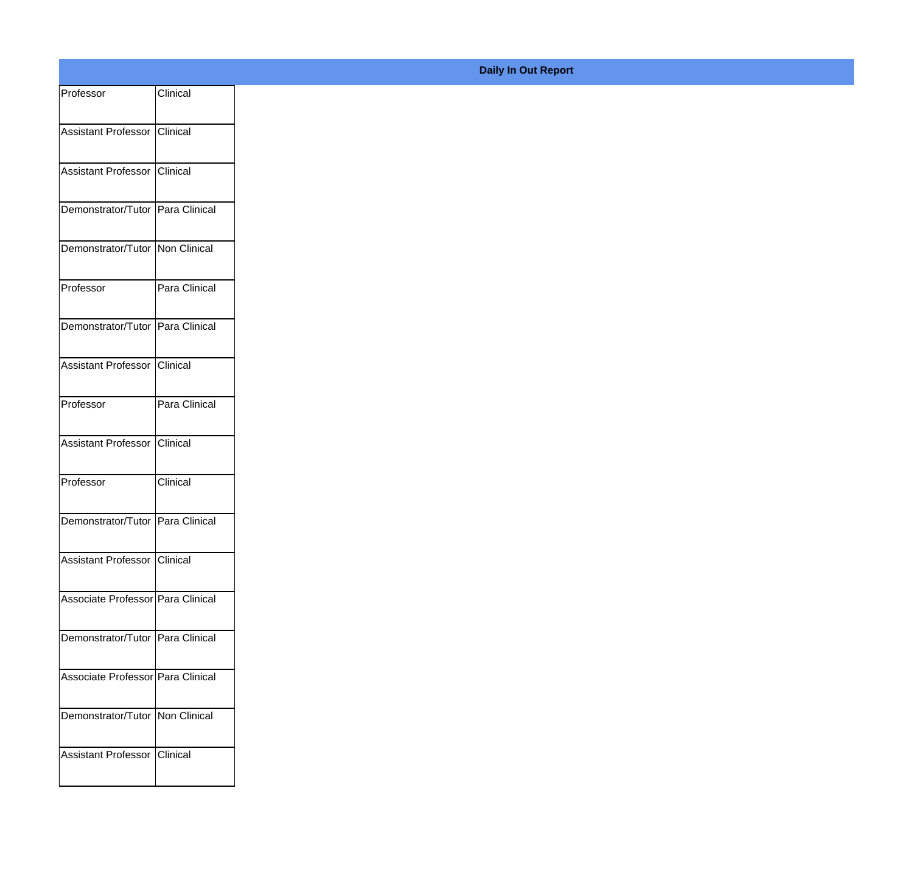**Daily In Out Report**

| | |
|---|---|
| Professor | Clinical |
| Assistant Professor | Clinical |
| Assistant Professor | Clinical |
| Demonstrator/Tutor | Para Clinical |
| Demonstrator/Tutor | Non Clinical |
| Professor | Para Clinical |
| Demonstrator/Tutor | Para Clinical |
| Assistant Professor | Clinical |
| Professor | Para Clinical |
| Assistant Professor | Clinical |
| Professor | Clinical |
| Demonstrator/Tutor | Para Clinical |
| Assistant Professor | Clinical |
| Associate Professor | Para Clinical |
| Demonstrator/Tutor | Para Clinical |
| Associate Professor | Para Clinical |
| Demonstrator/Tutor | Non Clinical |
| Assistant Professor | Clinical |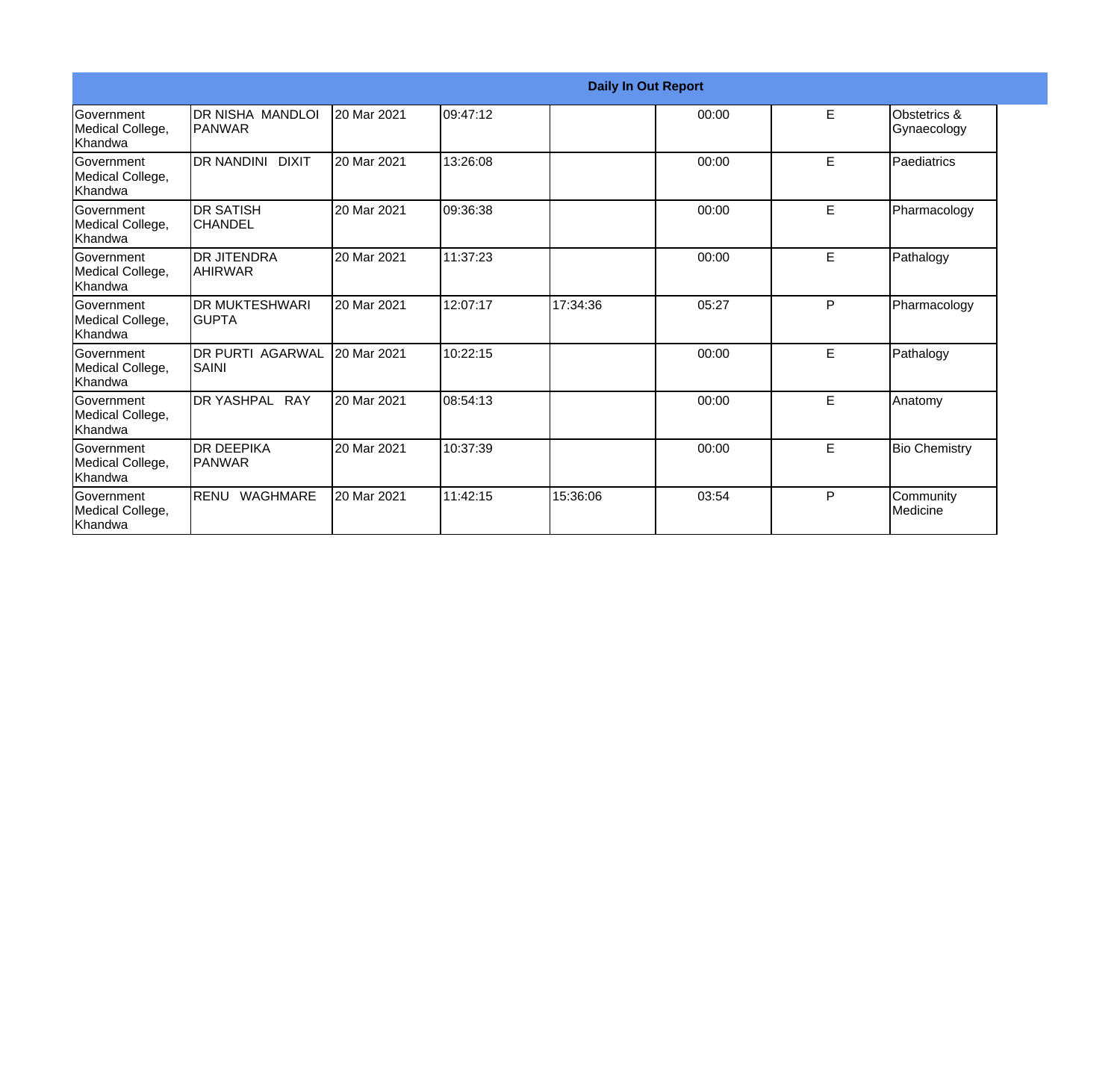**Daily In Out Report**

| | | | | | | | |
|---|---|---|---|---|---|---|---|
| Government Medical College, Khandwa | DR NISHA MANDLOI PANWAR | 20 Mar 2021 | 09:47:12 | | 00:00 | E | Obstetrics & Gynaecology |
| Government Medical College, Khandwa | DR NANDINI DIXIT | 20 Mar 2021 | 13:26:08 | | 00:00 | E | Paediatrics |
| Government Medical College, Khandwa | DR SATISH CHANDEL | 20 Mar 2021 | 09:36:38 | | 00:00 | E | Pharmacology |
| Government Medical College, Khandwa | DR JITENDRA AHIRWAR | 20 Mar 2021 | 11:37:23 | | 00:00 | E | Pathalogy |
| Government Medical College, Khandwa | DR MUKTESHWARI GUPTA | 20 Mar 2021 | 12:07:17 | 17:34:36 | 05:27 | P | Pharmacology |
| Government Medical College, Khandwa | DR PURTI AGARWAL SAINI | 20 Mar 2021 | 10:22:15 | | 00:00 | E | Pathalogy |
| Government Medical College, Khandwa | DR YASHPAL RAY | 20 Mar 2021 | 08:54:13 | | 00:00 | E | Anatomy |
| Government Medical College, Khandwa | DR DEEPIKA PANWAR | 20 Mar 2021 | 10:37:39 | | 00:00 | E | Bio Chemistry |
| Government Medical College, Khandwa | RENU WAGHMARE | 20 Mar 2021 | 11:42:15 | 15:36:06 | 03:54 | P | Community Medicine |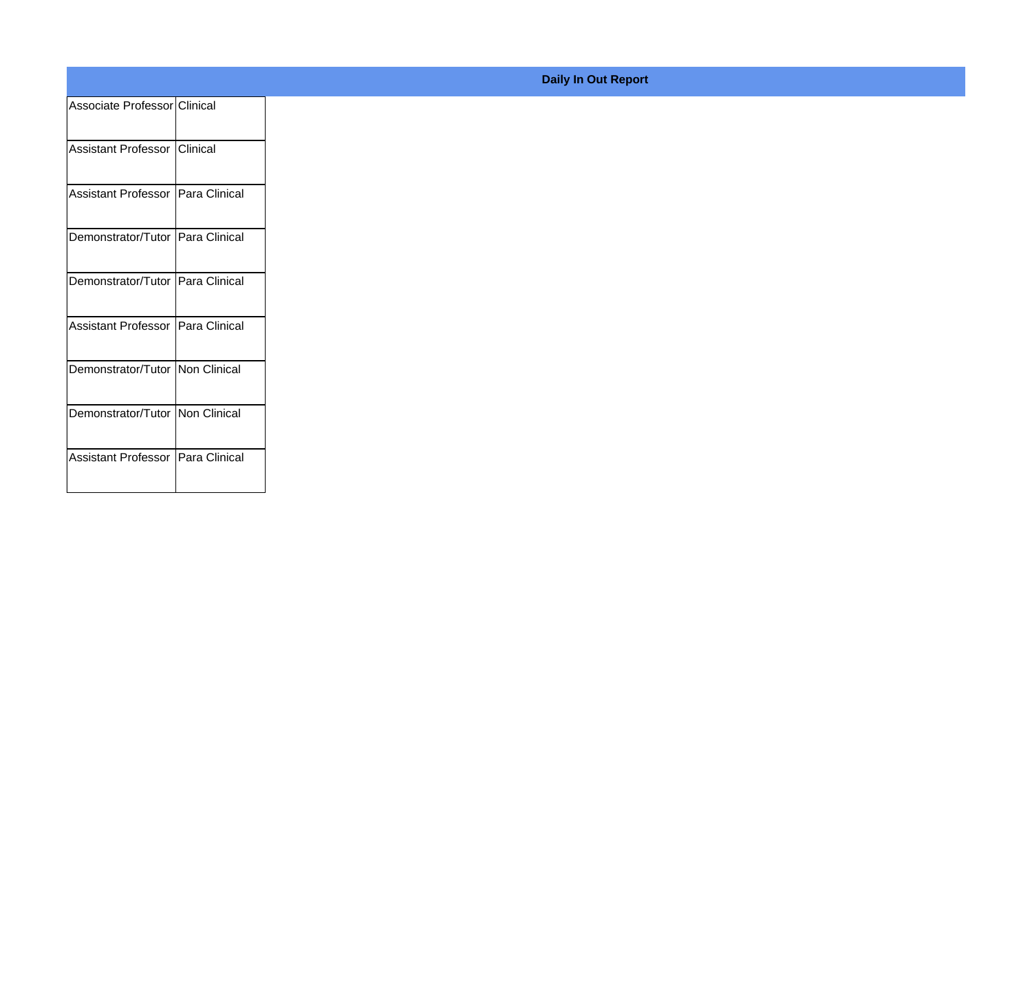**Daily In Out Report**

| | |
|---|---|
| Associate Professor | Clinical |
| Assistant Professor | Clinical |
| Assistant Professor | Para Clinical |
| Demonstrator/Tutor | Para Clinical |
| Demonstrator/Tutor | Para Clinical |
| Assistant Professor | Para Clinical |
| Demonstrator/Tutor | Non Clinical |
| Demonstrator/Tutor | Non Clinical |
| Assistant Professor | Para Clinical |